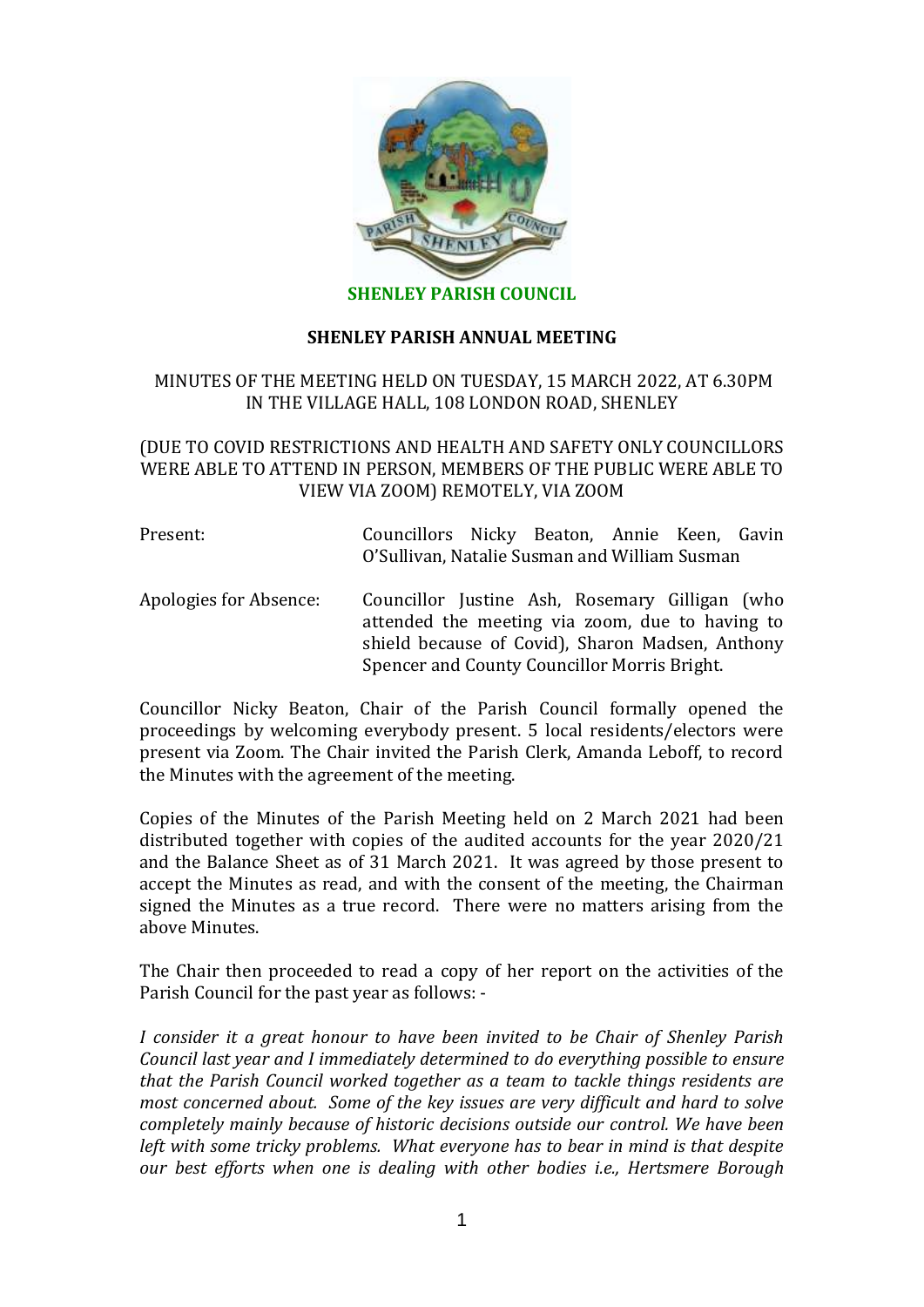**SHENLEY PARISH COUNCIL**

## SHENLEY PARISH ANNUAL MEETING

MINUTES OF THE MEETING HELD ON TUESDAY, 15 MARCH 2022, AT 6.30PM IN THE VILLAGE HALL, 108 LONDON ROAD, SHENLEY

(DUE TO COVID RESTRICTIONS AND HEALTH AND SAFETY ONLY COUNCILLORS WERE ABLE TO ATTEND IN PERSON, MEMBERS OF THE PUBLIC WERE ABLE TO VIEW VIA ZOOM) REMOTELY, VIA ZOOM

| | |
|---|---|
| Present: | Councillors Nicky Beaton, Annie Keen, Gavin O'Sullivan, Natalie Susman and William Susman |
| Apologies for Absence: | Councillor Justine Ash, Rosemary Gilligan (who attended the meeting via zoom, due to having to shield because of Covid), Sharon Madsen, Anthony Spencer and County Councillor Morris Bright. |

Councillor Nicky Beaton, Chair of the Parish Council formally opened the proceedings by welcoming everybody present. 5 local residents/electors were present via Zoom. The Chair invited the Parish Clerk, Amanda Leboff, to record the Minutes with the agreement of the meeting.

Copies of the Minutes of the Parish Meeting held on 2 March 2021 had been distributed together with copies of the audited accounts for the year 2020/21 and the Balance Sheet as of 31 March 2021. It was agreed by those present to accept the Minutes as read, and with the consent of the meeting, the Chairman signed the Minutes as a true record. There were no matters arising from the above Minutes.

The Chair then proceeded to read a copy of her report on the activities of the Parish Council for the past year as follows: -

*I consider it a great honour to have been invited to be Chair of Shenley Parish Council last year and I immediately determined to do everything possible to ensure that the Parish Council worked together as a team to tackle things residents are most concerned about. Some of the key issues are very difficult and hard to solve completely mainly because of historic decisions outside our control. We have been left with some tricky problems. What everyone has to bear in mind is that despite our best efforts when one is dealing with other bodies i.e., Hertsmere Borough*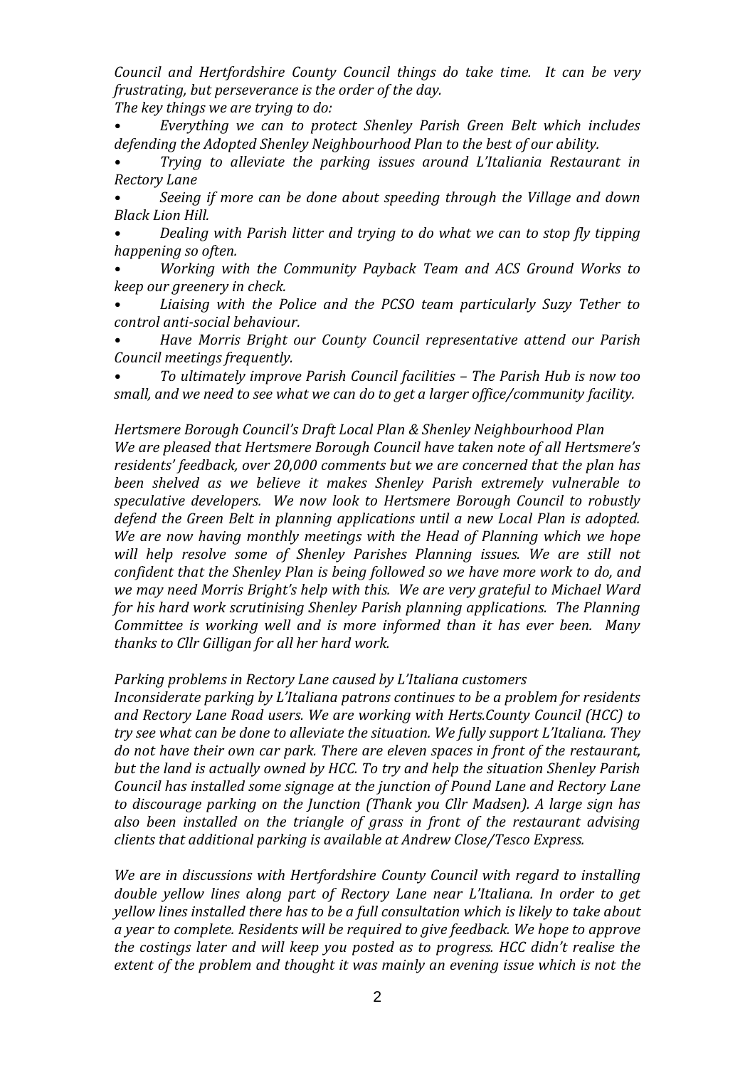*Council and Hertfordshire County Council things do take time. It can be very frustrating, but perseverance is the order of the day.*

*The key things we are trying to do:*

- *Everything we can to protect Shenley Parish Green Belt which includes defending the Adopted Shenley Neighbourhood Plan to the best of our ability.*
- *Trying to alleviate the parking issues around L'Italiania Restaurant in Rectory Lane*
- *Seeing if more can be done about speeding through the Village and down Black Lion Hill.*
- *Dealing with Parish litter and trying to do what we can to stop fly tipping happening so often.*
- *Working with the Community Payback Team and ACS Ground Works to keep our greenery in check.*
- *Liaising with the Police and the PCSO team particularly Suzy Tether to control anti-social behaviour.*
- *Have Morris Bright our County Council representative attend our Parish Council meetings frequently.*
- *To ultimately improve Parish Council facilities – The Parish Hub is now too small, and we need to see what we can do to get a larger office/community facility.*

*Hertsmere Borough Council's Draft Local Plan & Shenley Neighbourhood Plan*

*We are pleased that Hertsmere Borough Council have taken note of all Hertsmere's residents' feedback, over 20,000 comments but we are concerned that the plan has been shelved as we believe it makes Shenley Parish extremely vulnerable to speculative developers. We now look to Hertsmere Borough Council to robustly defend the Green Belt in planning applications until a new Local Plan is adopted. We are now having monthly meetings with the Head of Planning which we hope will help resolve some of Shenley Parishes Planning issues. We are still not confident that the Shenley Plan is being followed so we have more work to do, and we may need Morris Bright's help with this. We are very grateful to Michael Ward for his hard work scrutinising Shenley Parish planning applications. The Planning Committee is working well and is more informed than it has ever been. Many thanks to Cllr Gilligan for all her hard work.*

*Parking problems in Rectory Lane caused by L'Italiana customers*

*Inconsiderate parking by L'Italiana patrons continues to be a problem for residents and Rectory Lane Road users. We are working with Herts.County Council (HCC) to try see what can be done to alleviate the situation. We fully support L'Italiana. They do not have their own car park. There are eleven spaces in front of the restaurant, but the land is actually owned by HCC. To try and help the situation Shenley Parish Council has installed some signage at the junction of Pound Lane and Rectory Lane to discourage parking on the Junction (Thank you Cllr Madsen). A large sign has also been installed on the triangle of grass in front of the restaurant advising clients that additional parking is available at Andrew Close/Tesco Express.*

*We are in discussions with Hertfordshire County Council with regard to installing double yellow lines along part of Rectory Lane near L'Italiana. In order to get yellow lines installed there has to be a full consultation which is likely to take about a year to complete. Residents will be required to give feedback. We hope to approve the costings later and will keep you posted as to progress. HCC didn't realise the extent of the problem and thought it was mainly an evening issue which is not the*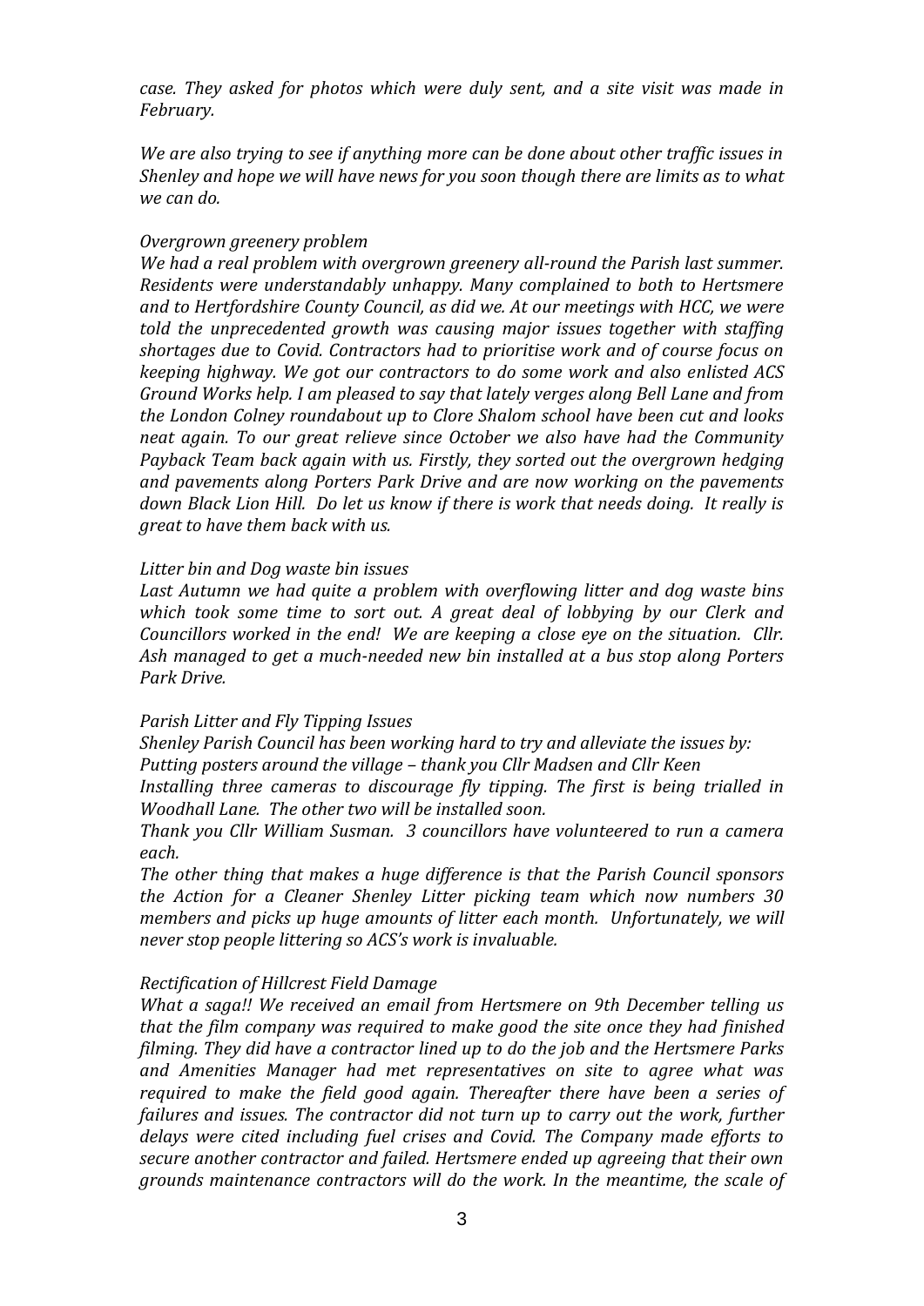*case. They asked for photos which were duly sent, and a site visit was made in February.*

*We are also trying to see if anything more can be done about other traffic issues in Shenley and hope we will have news for you soon though there are limits as to what we can do.*

*Overgrown greenery problem*

*We had a real problem with overgrown greenery all-round the Parish last summer. Residents were understandably unhappy. Many complained to both to Hertsmere and to Hertfordshire County Council, as did we. At our meetings with HCC, we were told the unprecedented growth was causing major issues together with staffing shortages due to Covid. Contractors had to prioritise work and of course focus on keeping highway. We got our contractors to do some work and also enlisted ACS Ground Works help. I am pleased to say that lately verges along Bell Lane and from the London Colney roundabout up to Clore Shalom school have been cut and looks neat again. To our great relieve since October we also have had the Community Payback Team back again with us. Firstly, they sorted out the overgrown hedging and pavements along Porters Park Drive and are now working on the pavements down Black Lion Hill. Do let us know if there is work that needs doing. It really is great to have them back with us.*

*Litter bin and Dog waste bin issues*

*Last Autumn we had quite a problem with overflowing litter and dog waste bins which took some time to sort out. A great deal of lobbying by our Clerk and Councillors worked in the end! We are keeping a close eye on the situation. Cllr. Ash managed to get a much-needed new bin installed at a bus stop along Porters Park Drive.*

*Parish Litter and Fly Tipping Issues*

*Shenley Parish Council has been working hard to try and alleviate the issues by:*

*Putting posters around the village – thank you Cllr Madsen and Cllr Keen*

*Installing three cameras to discourage fly tipping. The first is being trialled in Woodhall Lane. The other two will be installed soon.*

*Thank you Cllr William Susman. 3 councillors have volunteered to run a camera each.*

*The other thing that makes a huge difference is that the Parish Council sponsors the Action for a Cleaner Shenley Litter picking team which now numbers 30 members and picks up huge amounts of litter each month. Unfortunately, we will never stop people littering so ACS's work is invaluable.*

*Rectification of Hillcrest Field Damage*

*What a saga!! We received an email from Hertsmere on 9th December telling us that the film company was required to make good the site once they had finished filming. They did have a contractor lined up to do the job and the Hertsmere Parks and Amenities Manager had met representatives on site to agree what was required to make the field good again. Thereafter there have been a series of failures and issues. The contractor did not turn up to carry out the work, further delays were cited including fuel crises and Covid. The Company made efforts to secure another contractor and failed. Hertsmere ended up agreeing that their own grounds maintenance contractors will do the work. In the meantime, the scale of*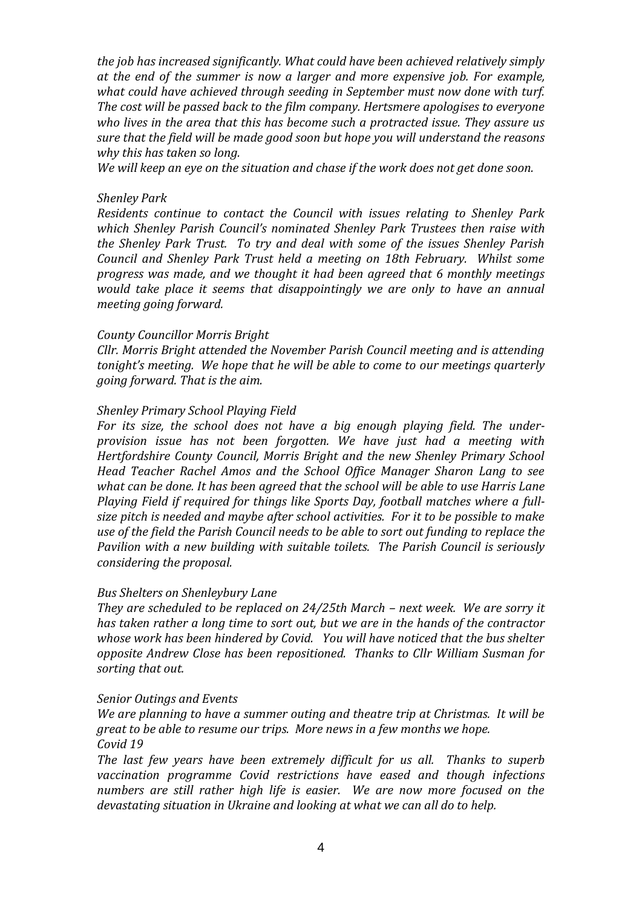*the job has increased significantly. What could have been achieved relatively simply at the end of the summer is now a larger and more expensive job. For example, what could have achieved through seeding in September must now done with turf. The cost will be passed back to the film company. Hertsmere apologises to everyone who lives in the area that this has become such a protracted issue. They assure us sure that the field will be made good soon but hope you will understand the reasons why this has taken so long.*

*We will keep an eye on the situation and chase if the work does not get done soon.*

*Shenley Park*

*Residents continue to contact the Council with issues relating to Shenley Park which Shenley Parish Council's nominated Shenley Park Trustees then raise with the Shenley Park Trust. To try and deal with some of the issues Shenley Parish Council and Shenley Park Trust held a meeting on 18th February. Whilst some progress was made, and we thought it had been agreed that 6 monthly meetings would take place it seems that disappointingly we are only to have an annual meeting going forward.*

*County Councillor Morris Bright*

*Cllr. Morris Bright attended the November Parish Council meeting and is attending tonight's meeting. We hope that he will be able to come to our meetings quarterly going forward. That is the aim.*

*Shenley Primary School Playing Field*

*For its size, the school does not have a big enough playing field. The under-provision issue has not been forgotten. We have just had a meeting with Hertfordshire County Council, Morris Bright and the new Shenley Primary School Head Teacher Rachel Amos and the School Office Manager Sharon Lang to see what can be done. It has been agreed that the school will be able to use Harris Lane Playing Field if required for things like Sports Day, football matches where a full-size pitch is needed and maybe after school activities. For it to be possible to make use of the field the Parish Council needs to be able to sort out funding to replace the Pavilion with a new building with suitable toilets. The Parish Council is seriously considering the proposal.*

*Bus Shelters on Shenleybury Lane*

*They are scheduled to be replaced on 24/25th March – next week. We are sorry it has taken rather a long time to sort out, but we are in the hands of the contractor whose work has been hindered by Covid. You will have noticed that the bus shelter opposite Andrew Close has been repositioned. Thanks to Cllr William Susman for sorting that out.*

*Senior Outings and Events*

*We are planning to have a summer outing and theatre trip at Christmas. It will be great to be able to resume our trips. More news in a few months we hope.*

*Covid 19*

*The last few years have been extremely difficult for us all. Thanks to superb vaccination programme Covid restrictions have eased and though infections numbers are still rather high life is easier. We are now more focused on the devastating situation in Ukraine and looking at what we can all do to help.*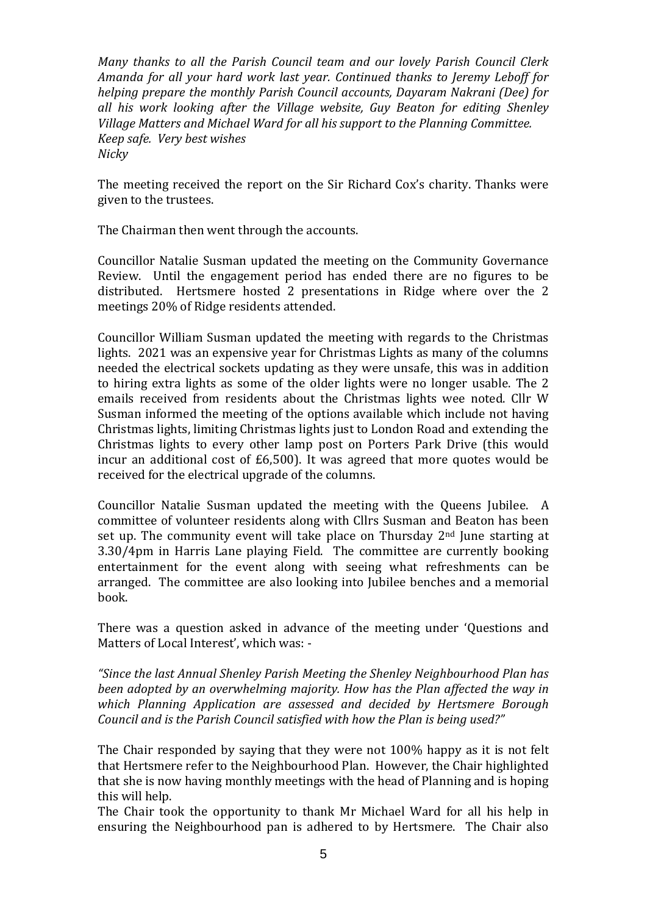*Many thanks to all the Parish Council team and our lovely Parish Council Clerk Amanda for all your hard work last year. Continued thanks to Jeremy Leboff for helping prepare the monthly Parish Council accounts, Dayaram Nakrani (Dee) for all his work looking after the Village website, Guy Beaton for editing Shenley Village Matters and Michael Ward for all his support to the Planning Committee.*
*Keep safe. Very best wishes*
*Nicky*

The meeting received the report on the Sir Richard Cox's charity. Thanks were given to the trustees.

The Chairman then went through the accounts.

Councillor Natalie Susman updated the meeting on the Community Governance Review. Until the engagement period has ended there are no figures to be distributed. Hertsmere hosted 2 presentations in Ridge where over the 2 meetings 20% of Ridge residents attended.

Councillor William Susman updated the meeting with regards to the Christmas lights. 2021 was an expensive year for Christmas Lights as many of the columns needed the electrical sockets updating as they were unsafe, this was in addition to hiring extra lights as some of the older lights were no longer usable. The 2 emails received from residents about the Christmas lights wee noted. Cllr W Susman informed the meeting of the options available which include not having Christmas lights, limiting Christmas lights just to London Road and extending the Christmas lights to every other lamp post on Porters Park Drive (this would incur an additional cost of £6,500). It was agreed that more quotes would be received for the electrical upgrade of the columns.

Councillor Natalie Susman updated the meeting with the Queens Jubilee. A committee of volunteer residents along with Cllrs Susman and Beaton has been set up. The community event will take place on Thursday 2nd June starting at 3.30/4pm in Harris Lane playing Field. The committee are currently booking entertainment for the event along with seeing what refreshments can be arranged. The committee are also looking into Jubilee benches and a memorial book.

There was a question asked in advance of the meeting under 'Questions and Matters of Local Interest', which was: -

*"Since the last Annual Shenley Parish Meeting the Shenley Neighbourhood Plan has been adopted by an overwhelming majority. How has the Plan affected the way in which Planning Application are assessed and decided by Hertsmere Borough Council and is the Parish Council satisfied with how the Plan is being used?"*

The Chair responded by saying that they were not 100% happy as it is not felt that Hertsmere refer to the Neighbourhood Plan. However, the Chair highlighted that she is now having monthly meetings with the head of Planning and is hoping this will help.
The Chair took the opportunity to thank Mr Michael Ward for all his help in ensuring the Neighbourhood pan is adhered to by Hertsmere. The Chair also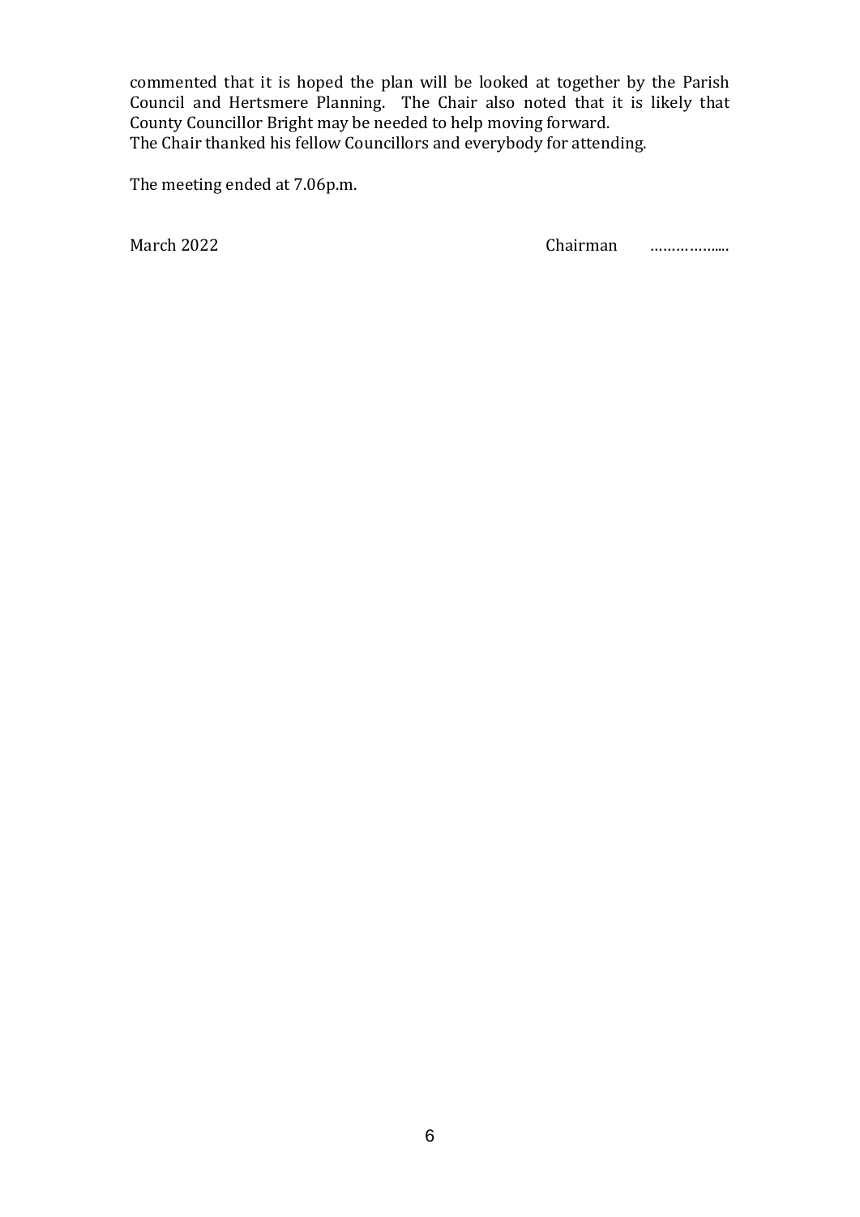commented that it is hoped the plan will be looked at together by the Parish Council and Hertsmere Planning. The Chair also noted that it is likely that County Councillor Bright may be needed to help moving forward.
The Chair thanked his fellow Councillors and everybody for attending.

The meeting ended at 7.06p.m.

March 2022 Chairman ……………....